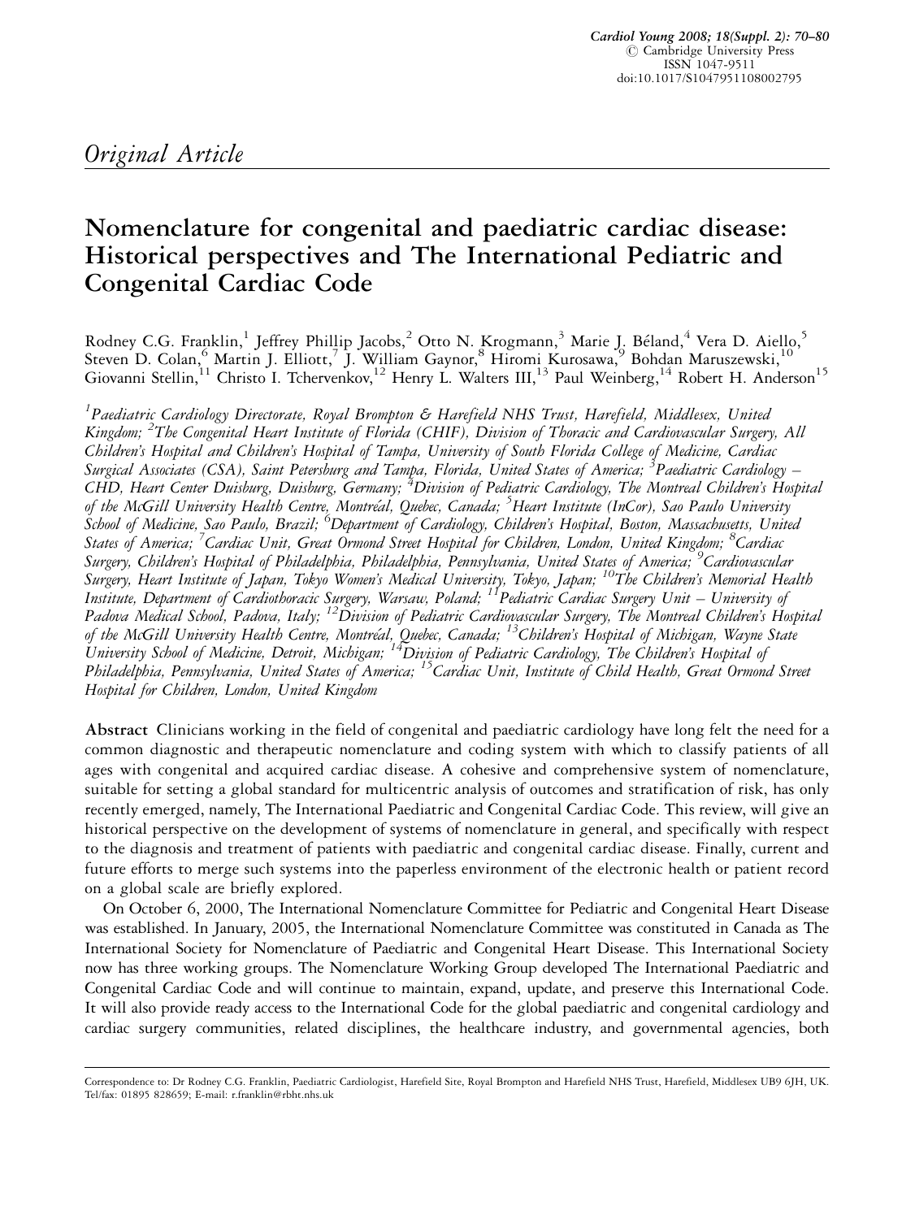*Original Article*

# Nomenclature for congenital and paediatric cardiac disease: Historical perspectives and The International Pediatric and Congenital Cardiac Code

Rodney C.G. Franklin,[1] Jeffrey Phillip Jacobs,[2] Otto N. Krogmann,[3] Marie J. Béland,[4] Vera D. Aiello,[5] Steven D. Colan,[6] Martin J. Elliott,[7] J. William Gaynor,[8] Hiromi Kurosawa,[9] Bohdan Maruszewski,[10] Giovanni Stellin,[11] Christo I. Tchervenkov,[12] Henry L. Walters III,[13] Paul Weinberg,[14] Robert H. Anderson[15]

[1]*Paediatric Cardiology Directorate, Royal Brompton & Harefield NHS Trust, Harefield, Middlesex, United Kingdom;* [2]*The Congenital Heart Institute of Florida (CHIF), Division of Thoracic and Cardiovascular Surgery, All Children's Hospital and Children's Hospital of Tampa, University of South Florida College of Medicine, Cardiac Surgical Associates (CSA), Saint Petersburg and Tampa, Florida, United States of America;* [3]*Paediatric Cardiology – CHD, Heart Center Duisburg, Duisburg, Germany;* [4]*Division of Pediatric Cardiology, The Montreal Children's Hospital of the McGill University Health Centre, Montréal, Quebec, Canada;* [5]*Heart Institute (InCor), Sao Paulo University School of Medicine, Sao Paulo, Brazil;* [6]*Department of Cardiology, Children's Hospital, Boston, Massachusetts, United States of America;* [7]*Cardiac Unit, Great Ormond Street Hospital for Children, London, United Kingdom;* [8]*Cardiac Surgery, Children's Hospital of Philadelphia, Philadelphia, Pennsylvania, United States of America;* [9]*Cardiovascular Surgery, Heart Institute of Japan, Tokyo Women's Medical University, Tokyo, Japan;* [10]*The Children's Memorial Health Institute, Department of Cardiothoracic Surgery, Warsaw, Poland;* [11]*Pediatric Cardiac Surgery Unit – University of Padova Medical School, Padova, Italy;* [12]*Division of Pediatric Cardiovascular Surgery, The Montreal Children's Hospital of the McGill University Health Centre, Montréal, Quebec, Canada;* [13]*Children's Hospital of Michigan, Wayne State University School of Medicine, Detroit, Michigan;* [14]*Division of Pediatric Cardiology, The Children's Hospital of Philadelphia, Philadelphia, Pennsylvania, United States of America;* [15]*Cardiac Unit, Institute of Child Health, Great Ormond Street Hospital for Children, London, United Kingdom*

**Abstract** Clinicians working in the field of congenital and paediatric cardiology have long felt the need for a common diagnostic and therapeutic nomenclature and coding system with which to classify patients of all ages with congenital and acquired cardiac disease. A cohesive and comprehensive system of nomenclature, suitable for setting a global standard for multicentric analysis of outcomes and stratification of risk, has only recently emerged, namely, The International Paediatric and Congenital Cardiac Code. This review, will give an historical perspective on the development of systems of nomenclature in general, and specifically with respect to the diagnosis and treatment of patients with paediatric and congenital cardiac disease. Finally, current and future efforts to merge such systems into the paperless environment of the electronic health or patient record on a global scale are briefly explored.

On October 6, 2000, The International Nomenclature Committee for Pediatric and Congenital Heart Disease was established. In January, 2005, the International Nomenclature Committee was constituted in Canada as The International Society for Nomenclature of Paediatric and Congenital Heart Disease. This International Society now has three working groups. The Nomenclature Working Group developed The International Paediatric and Congenital Cardiac Code and will continue to maintain, expand, update, and preserve this International Code. It will also provide ready access to the International Code for the global paediatric and congenital cardiology and cardiac surgery communities, related disciplines, the healthcare industry, and governmental agencies, both

Correspondence to: Dr Rodney C.G. Franklin, Paediatric Cardiologist, Harefield Site, Royal Brompton and Harefield NHS Trust, Harefield, Middlesex UB9 6JH, UK. Tel/fax: 01895 828659; E-mail: r.franklin@rbht.nhs.uk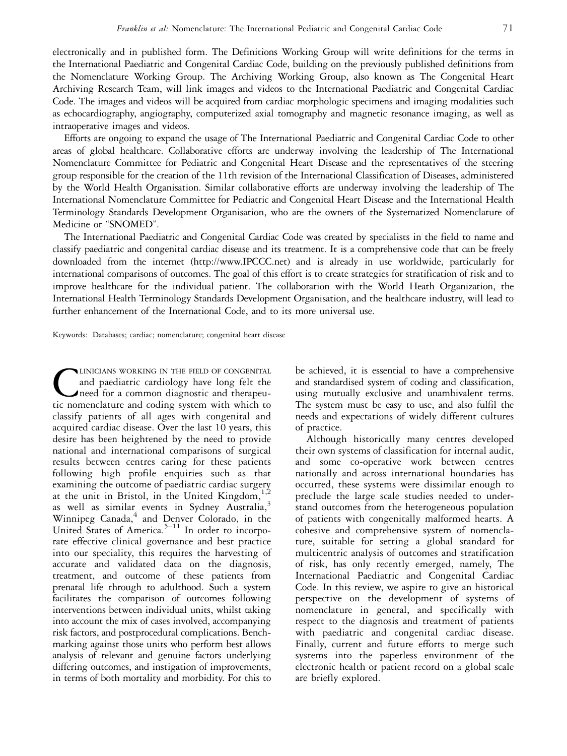electronically and in published form. The Definitions Working Group will write definitions for the terms in the International Paediatric and Congenital Cardiac Code, building on the previously published definitions from the Nomenclature Working Group. The Archiving Working Group, also known as The Congenital Heart Archiving Research Team, will link images and videos to the International Paediatric and Congenital Cardiac Code. The images and videos will be acquired from cardiac morphologic specimens and imaging modalities such as echocardiography, angiography, computerized axial tomography and magnetic resonance imaging, as well as intraoperative images and videos.

Efforts are ongoing to expand the usage of The International Paediatric and Congenital Cardiac Code to other areas of global healthcare. Collaborative efforts are underway involving the leadership of The International Nomenclature Committee for Pediatric and Congenital Heart Disease and the representatives of the steering group responsible for the creation of the 11th revision of the International Classification of Diseases, administered by the World Health Organisation. Similar collaborative efforts are underway involving the leadership of The International Nomenclature Committee for Pediatric and Congenital Heart Disease and the International Health Terminology Standards Development Organisation, who are the owners of the Systematized Nomenclature of Medicine or "SNOMED".

The International Paediatric and Congenital Cardiac Code was created by specialists in the field to name and classify paediatric and congenital cardiac disease and its treatment. It is a comprehensive code that can be freely downloaded from the internet (http://www.IPCCC.net) and is already in use worldwide, particularly for international comparisons of outcomes. The goal of this effort is to create strategies for stratification of risk and to improve healthcare for the individual patient. The collaboration with the World Heath Organization, the International Health Terminology Standards Development Organisation, and the healthcare industry, will lead to further enhancement of the International Code, and to its more universal use.

Keywords: Databases; cardiac; nomenclature; congenital heart disease

Clinicians working in the field of congenital and paediatric cardiology have long felt the need for a common diagnostic and therapeutic nomenclature and coding system with which to classify patients of all ages with congenital and acquired cardiac disease. Over the last 10 years, this desire has been heightened by the need to provide national and international comparisons of surgical results between centres caring for these patients following high profile enquiries such as that examining the outcome of paediatric cardiac surgery at the unit in Bristol, in the United Kingdom,[1,2] as well as similar events in Sydney Australia,[3] Winnipeg Canada,[4] and Denver Colorado, in the United States of America.[5–11] In order to incorporate effective clinical governance and best practice into our speciality, this requires the harvesting of accurate and validated data on the diagnosis, treatment, and outcome of these patients from prenatal life through to adulthood. Such a system facilitates the comparison of outcomes following interventions between individual units, whilst taking into account the mix of cases involved, accompanying risk factors, and postprocedural complications. Benchmarking against those units who perform best allows analysis of relevant and genuine factors underlying differing outcomes, and instigation of improvements, in terms of both mortality and morbidity. For this to be achieved, it is essential to have a comprehensive and standardised system of coding and classification, using mutually exclusive and unambivalent terms. The system must be easy to use, and also fulfil the needs and expectations of widely different cultures of practice.

Although historically many centres developed their own systems of classification for internal audit, and some co-operative work between centres nationally and across international boundaries has occurred, these systems were dissimilar enough to preclude the large scale studies needed to understand outcomes from the heterogeneous population of patients with congenitally malformed hearts. A cohesive and comprehensive system of nomenclature, suitable for setting a global standard for multicentric analysis of outcomes and stratification of risk, has only recently emerged, namely, The International Paediatric and Congenital Cardiac Code. In this review, we aspire to give an historical perspective on the development of systems of nomenclature in general, and specifically with respect to the diagnosis and treatment of patients with paediatric and congenital cardiac disease. Finally, current and future efforts to merge such systems into the paperless environment of the electronic health or patient record on a global scale are briefly explored.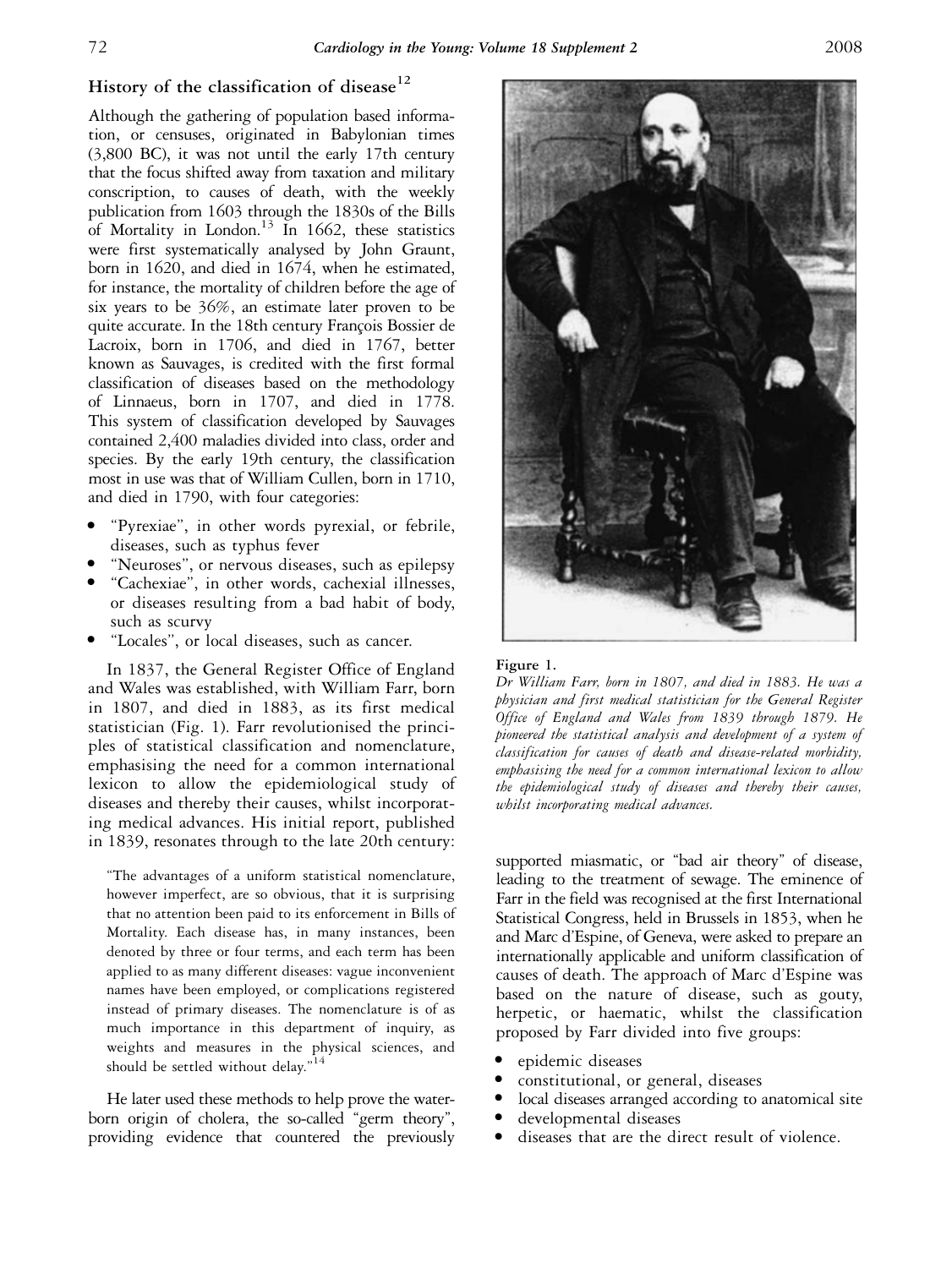## History of the classification of disease[12]

Although the gathering of population based information, or censuses, originated in Babylonian times (3,800 BC), it was not until the early 17th century that the focus shifted away from taxation and military conscription, to causes of death, with the weekly publication from 1603 through the 1830s of the Bills of Mortality in London.[13] In 1662, these statistics were first systematically analysed by John Graunt, born in 1620, and died in 1674, when he estimated, for instance, the mortality of children before the age of six years to be 36%, an estimate later proven to be quite accurate. In the 18th century François Bossier de Lacroix, born in 1706, and died in 1767, better known as Sauvages, is credited with the first formal classification of diseases based on the methodology of Linnaeus, born in 1707, and died in 1778. This system of classification developed by Sauvages contained 2,400 maladies divided into class, order and species. By the early 19th century, the classification most in use was that of William Cullen, born in 1710, and died in 1790, with four categories:

- "Pyrexiae", in other words pyrexial, or febrile, diseases, such as typhus fever
- "Neuroses", or nervous diseases, such as epilepsy
- "Cachexiae", in other words, cachexial illnesses, or diseases resulting from a bad habit of body, such as scurvy
- "Locales", or local diseases, such as cancer.

In 1837, the General Register Office of England and Wales was established, with William Farr, born in 1807, and died in 1883, as its first medical statistician (Fig. 1). Farr revolutionised the principles of statistical classification and nomenclature, emphasising the need for a common international lexicon to allow the epidemiological study of diseases and thereby their causes, whilst incorporating medical advances. His initial report, published in 1839, resonates through to the late 20th century:

> "The advantages of a uniform statistical nomenclature, however imperfect, are so obvious, that it is surprising that no attention been paid to its enforcement in Bills of Mortality. Each disease has, in many instances, been denoted by three or four terms, and each term has been applied to as many different diseases: vague inconvenient names have been employed, or complications registered instead of primary diseases. The nomenclature is of as much importance in this department of inquiry, as weights and measures in the physical sciences, and should be settled without delay."[14]

He later used these methods to help prove the waterborn origin of cholera, the so-called "germ theory", providing evidence that countered the previously supported miasmatic, or "bad air theory" of disease, leading to the treatment of sewage. The eminence of Farr in the field was recognised at the first International Statistical Congress, held in Brussels in 1853, when he and Marc d'Espine, of Geneva, were asked to prepare an internationally applicable and uniform classification of causes of death. The approach of Marc d'Espine was based on the nature of disease, such as gouty, herpetic, or haematic, whilst the classification proposed by Farr divided into five groups:

- epidemic diseases
- constitutional, or general, diseases
- local diseases arranged according to anatomical site
- developmental diseases
- diseases that are the direct result of violence.

**Figure 1.**
*Dr William Farr, born in 1807, and died in 1883. He was a physician and first medical statistician for the General Register Office of England and Wales from 1839 through 1879. He pioneered the statistical analysis and development of a system of classification for causes of death and disease-related morbidity, emphasising the need for a common international lexicon to allow the epidemiological study of diseases and thereby their causes, whilst incorporating medical advances.*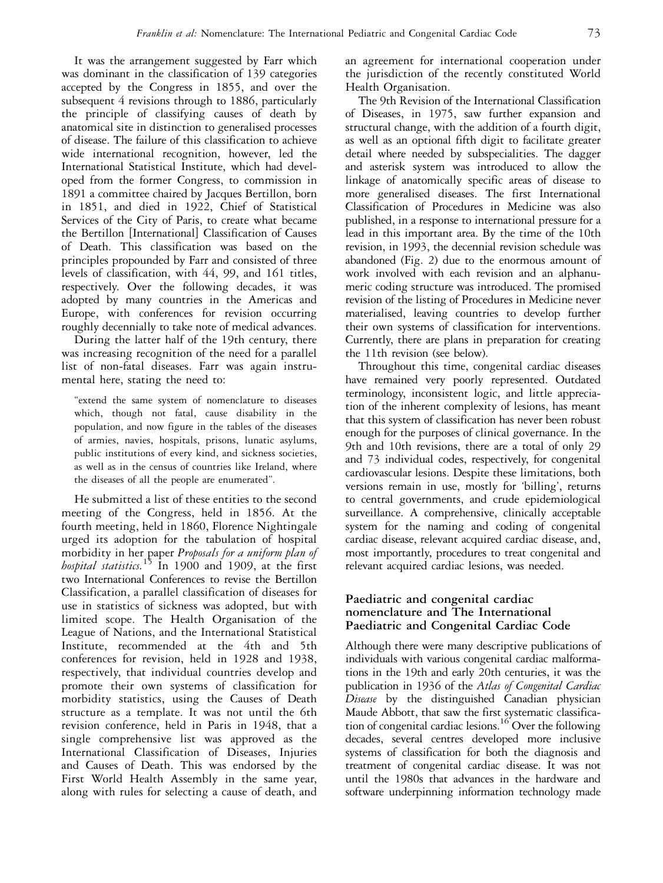It was the arrangement suggested by Farr which was dominant in the classification of 139 categories accepted by the Congress in 1855, and over the subsequent 4 revisions through to 1886, particularly the principle of classifying causes of death by anatomical site in distinction to generalised processes of disease. The failure of this classification to achieve wide international recognition, however, led the International Statistical Institute, which had developed from the former Congress, to commission in 1891 a committee chaired by Jacques Bertillon, born in 1851, and died in 1922, Chief of Statistical Services of the City of Paris, to create what became the Bertillon [International] Classification of Causes of Death. This classification was based on the principles propounded by Farr and consisted of three levels of classification, with 44, 99, and 161 titles, respectively. Over the following decades, it was adopted by many countries in the Americas and Europe, with conferences for revision occurring roughly decennially to take note of medical advances.

During the latter half of the 19th century, there was increasing recognition of the need for a parallel list of non-fatal diseases. Farr was again instrumental here, stating the need to:

> "extend the same system of nomenclature to diseases which, though not fatal, cause disability in the population, and now figure in the tables of the diseases of armies, navies, hospitals, prisons, lunatic asylums, public institutions of every kind, and sickness societies, as well as in the census of countries like Ireland, where the diseases of all the people are enumerated".

He submitted a list of these entities to the second meeting of the Congress, held in 1856. At the fourth meeting, held in 1860, Florence Nightingale urged its adoption for the tabulation of hospital morbidity in her paper *Proposals for a uniform plan of hospital statistics.*[15] In 1900 and 1909, at the first two International Conferences to revise the Bertillon Classification, a parallel classification of diseases for use in statistics of sickness was adopted, but with limited scope. The Health Organisation of the League of Nations, and the International Statistical Institute, recommended at the 4th and 5th conferences for revision, held in 1928 and 1938, respectively, that individual countries develop and promote their own systems of classification for morbidity statistics, using the Causes of Death structure as a template. It was not until the 6th revision conference, held in Paris in 1948, that a single comprehensive list was approved as the International Classification of Diseases, Injuries and Causes of Death. This was endorsed by the First World Health Assembly in the same year, along with rules for selecting a cause of death, and an agreement for international cooperation under the jurisdiction of the recently constituted World Health Organisation.

The 9th Revision of the International Classification of Diseases, in 1975, saw further expansion and structural change, with the addition of a fourth digit, as well as an optional fifth digit to facilitate greater detail where needed by subspecialities. The dagger and asterisk system was introduced to allow the linkage of anatomically specific areas of disease to more generalised diseases. The first International Classification of Procedures in Medicine was also published, in a response to international pressure for a lead in this important area. By the time of the 10th revision, in 1993, the decennial revision schedule was abandoned (Fig. 2) due to the enormous amount of work involved with each revision and an alphanumeric coding structure was introduced. The promised revision of the listing of Procedures in Medicine never materialised, leaving countries to develop further their own systems of classification for interventions. Currently, there are plans in preparation for creating the 11th revision (see below).

Throughout this time, congenital cardiac diseases have remained very poorly represented. Outdated terminology, inconsistent logic, and little appreciation of the inherent complexity of lesions, has meant that this system of classification has never been robust enough for the purposes of clinical governance. In the 9th and 10th revisions, there are a total of only 29 and 73 individual codes, respectively, for congenital cardiovascular lesions. Despite these limitations, both versions remain in use, mostly for 'billing', returns to central governments, and crude epidemiological surveillance. A comprehensive, clinically acceptable system for the naming and coding of congenital cardiac disease, relevant acquired cardiac disease, and, most importantly, procedures to treat congenital and relevant acquired cardiac lesions, was needed.

## Paediatric and congenital cardiac nomenclature and The International Paediatric and Congenital Cardiac Code

Although there were many descriptive publications of individuals with various congenital cardiac malformations in the 19th and early 20th centuries, it was the publication in 1936 of the *Atlas of Congenital Cardiac Disease* by the distinguished Canadian physician Maude Abbott, that saw the first systematic classification of congenital cardiac lesions.[16] Over the following decades, several centres developed more inclusive systems of classification for both the diagnosis and treatment of congenital cardiac disease. It was not until the 1980s that advances in the hardware and software underpinning information technology made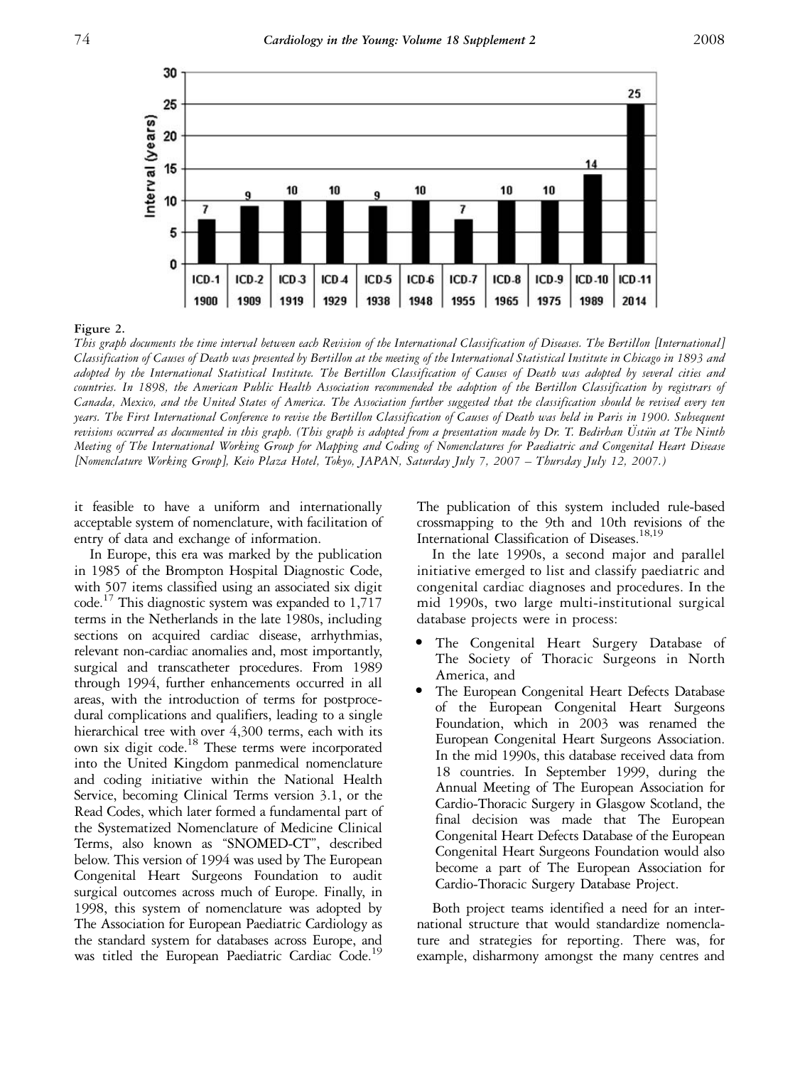**Figure 2.**

*This graph documents the time interval between each Revision of the International Classification of Diseases. The Bertillon [International] Classification of Causes of Death was presented by Bertillon at the meeting of the International Statistical Institute in Chicago in 1893 and adopted by the International Statistical Institute. The Bertillon Classification of Causes of Death was adopted by several cities and countries. In 1898, the American Public Health Association recommended the adoption of the Bertillon Classification by registrars of Canada, Mexico, and the United States of America. The Association further suggested that the classification should be revised every ten years. The First International Conference to revise the Bertillon Classification of Causes of Death was held in Paris in 1900. Subsequent revisions occurred as documented in this graph. (This graph is adopted from a presentation made by Dr. T. Bedirhan Üstün at The Ninth Meeting of The International Working Group for Mapping and Coding of Nomenclatures for Paediatric and Congenital Heart Disease [Nomenclature Working Group], Keio Plaza Hotel, Tokyo, JAPAN, Saturday July 7, 2007 – Thursday July 12, 2007.)*

it feasible to have a uniform and internationally acceptable system of nomenclature, with facilitation of entry of data and exchange of information.

In Europe, this era was marked by the publication in 1985 of the Brompton Hospital Diagnostic Code, with 507 items classified using an associated six digit code.[17] This diagnostic system was expanded to 1,717 terms in the Netherlands in the late 1980s, including sections on acquired cardiac disease, arrhythmias, relevant non-cardiac anomalies and, most importantly, surgical and transcatheter procedures. From 1989 through 1994, further enhancements occurred in all areas, with the introduction of terms for postprocedural complications and qualifiers, leading to a single hierarchical tree with over 4,300 terms, each with its own six digit code.[18] These terms were incorporated into the United Kingdom panmedical nomenclature and coding initiative within the National Health Service, becoming Clinical Terms version 3.1, or the Read Codes, which later formed a fundamental part of the Systematized Nomenclature of Medicine Clinical Terms, also known as "SNOMED-CT", described below. This version of 1994 was used by The European Congenital Heart Surgeons Foundation to audit surgical outcomes across much of Europe. Finally, in 1998, this system of nomenclature was adopted by The Association for European Paediatric Cardiology as the standard system for databases across Europe, and was titled the European Paediatric Cardiac Code.[19] The publication of this system included rule-based crossmapping to the 9th and 10th revisions of the International Classification of Diseases.[18,19]

In the late 1990s, a second major and parallel initiative emerged to list and classify paediatric and congenital cardiac diagnoses and procedures. In the mid 1990s, two large multi-institutional surgical database projects were in process:

- The Congenital Heart Surgery Database of The Society of Thoracic Surgeons in North America, and
- The European Congenital Heart Defects Database of the European Congenital Heart Surgeons Foundation, which in 2003 was renamed the European Congenital Heart Surgeons Association. In the mid 1990s, this database received data from 18 countries. In September 1999, during the Annual Meeting of The European Association for Cardio-Thoracic Surgery in Glasgow Scotland, the final decision was made that The European Congenital Heart Defects Database of the European Congenital Heart Surgeons Foundation would also become a part of The European Association for Cardio-Thoracic Surgery Database Project.

Both project teams identified a need for an international structure that would standardize nomenclature and strategies for reporting. There was, for example, disharmony amongst the many centres and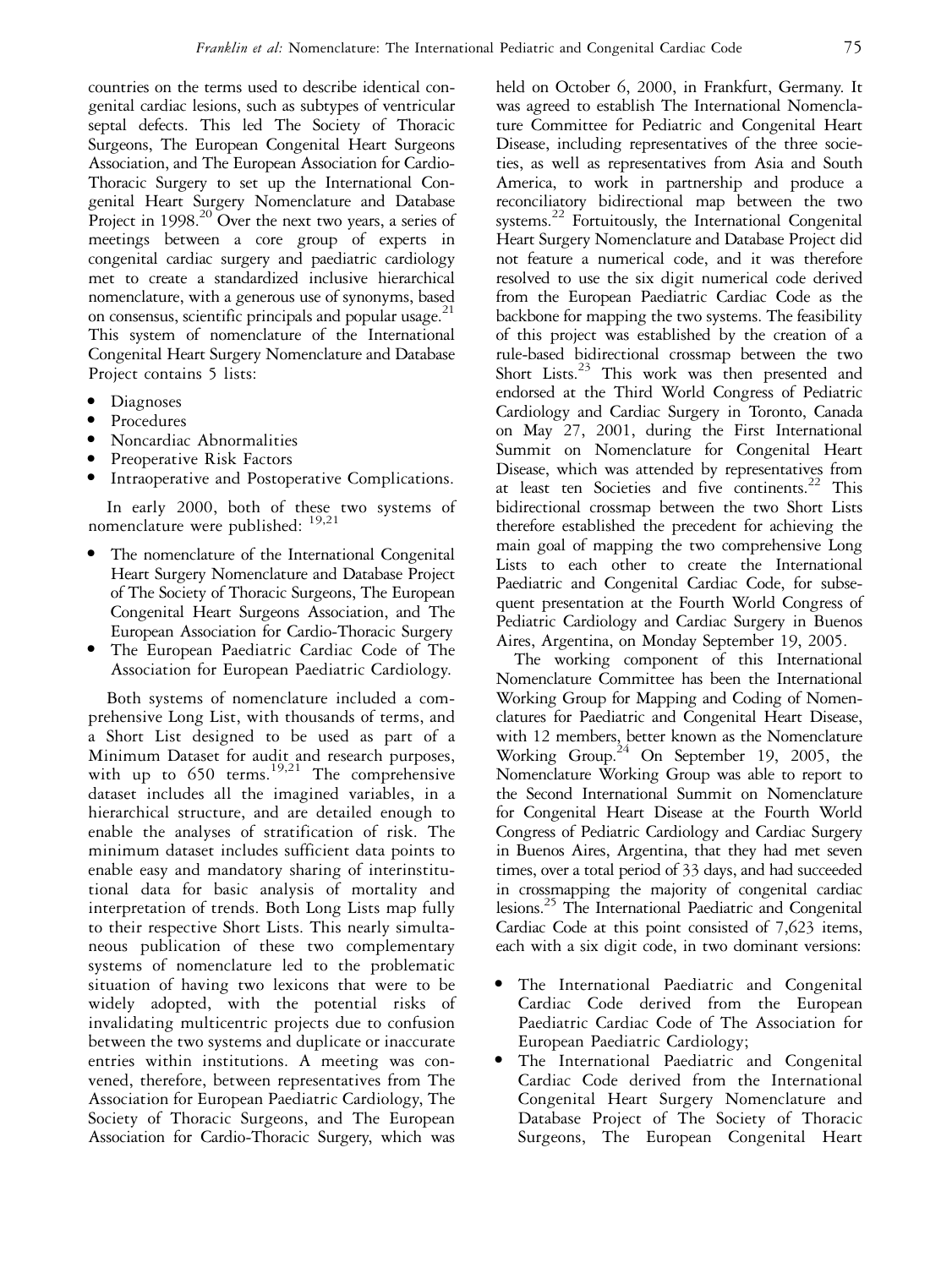countries on the terms used to describe identical congenital cardiac lesions, such as subtypes of ventricular septal defects. This led The Society of Thoracic Surgeons, The European Congenital Heart Surgeons Association, and The European Association for Cardio-Thoracic Surgery to set up the International Congenital Heart Surgery Nomenclature and Database Project in 1998.[20] Over the next two years, a series of meetings between a core group of experts in congenital cardiac surgery and paediatric cardiology met to create a standardized inclusive hierarchical nomenclature, with a generous use of synonyms, based on consensus, scientific principals and popular usage.[21] This system of nomenclature of the International Congenital Heart Surgery Nomenclature and Database Project contains 5 lists:

- Diagnoses
- Procedures
- Noncardiac Abnormalities
- Preoperative Risk Factors
- Intraoperative and Postoperative Complications.

In early 2000, both of these two systems of nomenclature were published: [19,21]

- The nomenclature of the International Congenital Heart Surgery Nomenclature and Database Project of The Society of Thoracic Surgeons, The European Congenital Heart Surgeons Association, and The European Association for Cardio-Thoracic Surgery
- The European Paediatric Cardiac Code of The Association for European Paediatric Cardiology.

Both systems of nomenclature included a comprehensive Long List, with thousands of terms, and a Short List designed to be used as part of a Minimum Dataset for audit and research purposes, with up to 650 terms.[19,21] The comprehensive dataset includes all the imagined variables, in a hierarchical structure, and are detailed enough to enable the analyses of stratification of risk. The minimum dataset includes sufficient data points to enable easy and mandatory sharing of interinstitutional data for basic analysis of mortality and interpretation of trends. Both Long Lists map fully to their respective Short Lists. This nearly simultaneous publication of these two complementary systems of nomenclature led to the problematic situation of having two lexicons that were to be widely adopted, with the potential risks of invalidating multicentric projects due to confusion between the two systems and duplicate or inaccurate entries within institutions. A meeting was convened, therefore, between representatives from The Association for European Paediatric Cardiology, The Society of Thoracic Surgeons, and The European Association for Cardio-Thoracic Surgery, which was held on October 6, 2000, in Frankfurt, Germany. It was agreed to establish The International Nomenclature Committee for Pediatric and Congenital Heart Disease, including representatives of the three societies, as well as representatives from Asia and South America, to work in partnership and produce a reconciliatory bidirectional map between the two systems.[22] Fortuitously, the International Congenital Heart Surgery Nomenclature and Database Project did not feature a numerical code, and it was therefore resolved to use the six digit numerical code derived from the European Paediatric Cardiac Code as the backbone for mapping the two systems. The feasibility of this project was established by the creation of a rule-based bidirectional crossmap between the two Short Lists.[23] This work was then presented and endorsed at the Third World Congress of Pediatric Cardiology and Cardiac Surgery in Toronto, Canada on May 27, 2001, during the First International Summit on Nomenclature for Congenital Heart Disease, which was attended by representatives from at least ten Societies and five continents.[22] This bidirectional crossmap between the two Short Lists therefore established the precedent for achieving the main goal of mapping the two comprehensive Long Lists to each other to create the International Paediatric and Congenital Cardiac Code, for subsequent presentation at the Fourth World Congress of Pediatric Cardiology and Cardiac Surgery in Buenos Aires, Argentina, on Monday September 19, 2005.

The working component of this International Nomenclature Committee has been the International Working Group for Mapping and Coding of Nomenclatures for Paediatric and Congenital Heart Disease, with 12 members, better known as the Nomenclature Working Group.[24] On September 19, 2005, the Nomenclature Working Group was able to report to the Second International Summit on Nomenclature for Congenital Heart Disease at the Fourth World Congress of Pediatric Cardiology and Cardiac Surgery in Buenos Aires, Argentina, that they had met seven times, over a total period of 33 days, and had succeeded in crossmapping the majority of congenital cardiac lesions.[25] The International Paediatric and Congenital Cardiac Code at this point consisted of 7,623 items, each with a six digit code, in two dominant versions:

- The International Paediatric and Congenital Cardiac Code derived from the European Paediatric Cardiac Code of The Association for European Paediatric Cardiology;
- The International Paediatric and Congenital Cardiac Code derived from the International Congenital Heart Surgery Nomenclature and Database Project of The Society of Thoracic Surgeons, The European Congenital Heart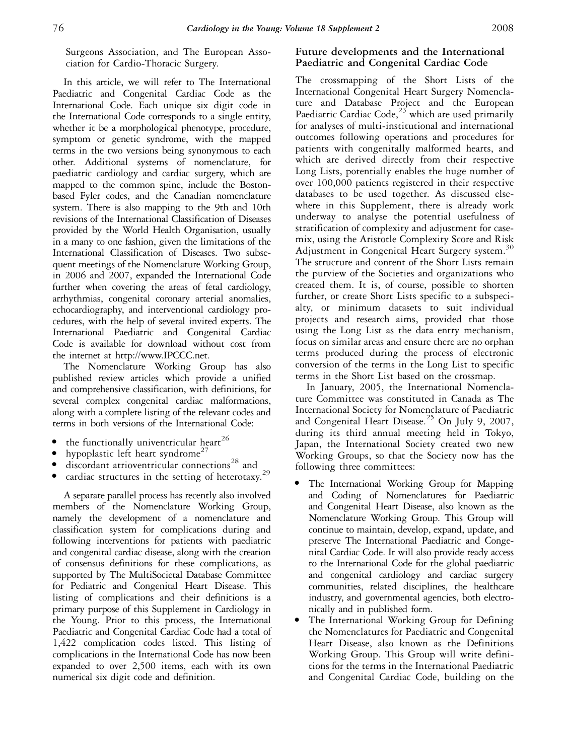Surgeons Association, and The European Association for Cardio-Thoracic Surgery.

In this article, we will refer to The International Paediatric and Congenital Cardiac Code as the International Code. Each unique six digit code in the International Code corresponds to a single entity, whether it be a morphological phenotype, procedure, symptom or genetic syndrome, with the mapped terms in the two versions being synonymous to each other. Additional systems of nomenclature, for paediatric cardiology and cardiac surgery, which are mapped to the common spine, include the Boston-based Fyler codes, and the Canadian nomenclature system. There is also mapping to the 9th and 10th revisions of the International Classification of Diseases provided by the World Health Organisation, usually in a many to one fashion, given the limitations of the International Classification of Diseases. Two subsequent meetings of the Nomenclature Working Group, in 2006 and 2007, expanded the International Code further when covering the areas of fetal cardiology, arrhythmias, congenital coronary arterial anomalies, echocardiography, and interventional cardiology procedures, with the help of several invited experts. The International Paediatric and Congenital Cardiac Code is available for download without cost from the internet at http://www.IPCCC.net.

The Nomenclature Working Group has also published review articles which provide a unified and comprehensive classification, with definitions, for several complex congenital cardiac malformations, along with a complete listing of the relevant codes and terms in both versions of the International Code:

- the functionally univentricular heart[26]
- hypoplastic left heart syndrome[27]
- discordant atrioventricular connections[28] and
- cardiac structures in the setting of heterotaxy.[29]

A separate parallel process has recently also involved members of the Nomenclature Working Group, namely the development of a nomenclature and classification system for complications during and following interventions for patients with paediatric and congenital cardiac disease, along with the creation of consensus definitions for these complications, as supported by The MultiSocietal Database Committee for Pediatric and Congenital Heart Disease. This listing of complications and their definitions is a primary purpose of this Supplement in Cardiology in the Young. Prior to this process, the International Paediatric and Congenital Cardiac Code had a total of 1,422 complication codes listed. This listing of complications in the International Code has now been expanded to over 2,500 items, each with its own numerical six digit code and definition.

## Future developments and the International Paediatric and Congenital Cardiac Code

The crossmapping of the Short Lists of the International Congenital Heart Surgery Nomenclature and Database Project and the European Paediatric Cardiac Code,[23] which are used primarily for analyses of multi-institutional and international outcomes following operations and procedures for patients with congenitally malformed hearts, and which are derived directly from their respective Long Lists, potentially enables the huge number of over 100,000 patients registered in their respective databases to be used together. As discussed elsewhere in this Supplement, there is already work underway to analyse the potential usefulness of stratification of complexity and adjustment for case-mix, using the Aristotle Complexity Score and Risk Adjustment in Congenital Heart Surgery system.[30] The structure and content of the Short Lists remain the purview of the Societies and organizations who created them. It is, of course, possible to shorten further, or create Short Lists specific to a subspecialty, or minimum datasets to suit individual projects and research aims, provided that those using the Long List as the data entry mechanism, focus on similar areas and ensure there are no orphan terms produced during the process of electronic conversion of the terms in the Long List to specific terms in the Short List based on the crossmap.

In January, 2005, the International Nomenclature Committee was constituted in Canada as The International Society for Nomenclature of Paediatric and Congenital Heart Disease.[25] On July 9, 2007, during its third annual meeting held in Tokyo, Japan, the International Society created two new Working Groups, so that the Society now has the following three committees:

- The International Working Group for Mapping and Coding of Nomenclatures for Paediatric and Congenital Heart Disease, also known as the Nomenclature Working Group. This Group will continue to maintain, develop, expand, update, and preserve The International Paediatric and Congenital Cardiac Code. It will also provide ready access to the International Code for the global paediatric and congenital cardiology and cardiac surgery communities, related disciplines, the healthcare industry, and governmental agencies, both electronically and in published form.
- The International Working Group for Defining the Nomenclatures for Paediatric and Congenital Heart Disease, also known as the Definitions Working Group. This Group will write definitions for the terms in the International Paediatric and Congenital Cardiac Code, building on the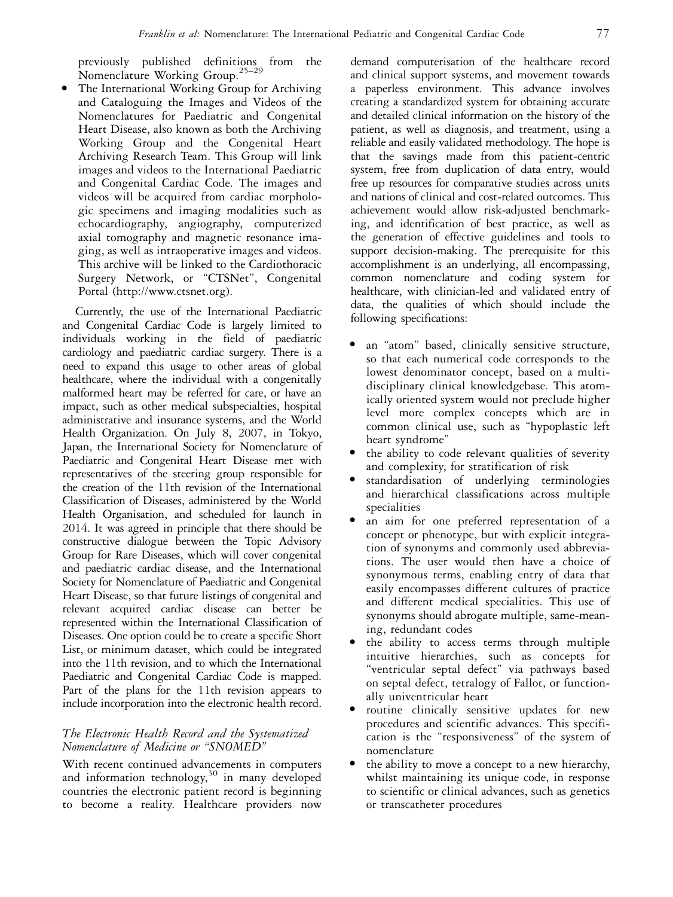previously published definitions from the Nomenclature Working Group.[25–29]

- The International Working Group for Archiving and Cataloguing the Images and Videos of the Nomenclatures for Paediatric and Congenital Heart Disease, also known as both the Archiving Working Group and the Congenital Heart Archiving Research Team. This Group will link images and videos to the International Paediatric and Congenital Cardiac Code. The images and videos will be acquired from cardiac morphologic specimens and imaging modalities such as echocardiography, angiography, computerized axial tomography and magnetic resonance imaging, as well as intraoperative images and videos. This archive will be linked to the Cardiothoracic Surgery Network, or "CTSNet", Congenital Portal (http://www.ctsnet.org).

Currently, the use of the International Paediatric and Congenital Cardiac Code is largely limited to individuals working in the field of paediatric cardiology and paediatric cardiac surgery. There is a need to expand this usage to other areas of global healthcare, where the individual with a congenitally malformed heart may be referred for care, or have an impact, such as other medical subspecialties, hospital administrative and insurance systems, and the World Health Organization. On July 8, 2007, in Tokyo, Japan, the International Society for Nomenclature of Paediatric and Congenital Heart Disease met with representatives of the steering group responsible for the creation of the 11th revision of the International Classification of Diseases, administered by the World Health Organisation, and scheduled for launch in 2014. It was agreed in principle that there should be constructive dialogue between the Topic Advisory Group for Rare Diseases, which will cover congenital and paediatric cardiac disease, and the International Society for Nomenclature of Paediatric and Congenital Heart Disease, so that future listings of congenital and relevant acquired cardiac disease can better be represented within the International Classification of Diseases. One option could be to create a specific Short List, or minimum dataset, which could be integrated into the 11th revision, and to which the International Paediatric and Congenital Cardiac Code is mapped. Part of the plans for the 11th revision appears to include incorporation into the electronic health record.

### *The Electronic Health Record and the Systematized Nomenclature of Medicine or "SNOMED"*

With recent continued advancements in computers and information technology,[30] in many developed countries the electronic patient record is beginning to become a reality. Healthcare providers now demand computerisation of the healthcare record and clinical support systems, and movement towards a paperless environment. This advance involves creating a standardized system for obtaining accurate and detailed clinical information on the history of the patient, as well as diagnosis, and treatment, using a reliable and easily validated methodology. The hope is that the savings made from this patient-centric system, free from duplication of data entry, would free up resources for comparative studies across units and nations of clinical and cost-related outcomes. This achievement would allow risk-adjusted benchmarking, and identification of best practice, as well as the generation of effective guidelines and tools to support decision-making. The prerequisite for this accomplishment is an underlying, all encompassing, common nomenclature and coding system for healthcare, with clinician-led and validated entry of data, the qualities of which should include the following specifications:

- an "atom" based, clinically sensitive structure, so that each numerical code corresponds to the lowest denominator concept, based on a multidisciplinary clinical knowledgebase. This atomically oriented system would not preclude higher level more complex concepts which are in common clinical use, such as "hypoplastic left heart syndrome"
- the ability to code relevant qualities of severity and complexity, for stratification of risk
- standardisation of underlying terminologies and hierarchical classifications across multiple specialities
- an aim for one preferred representation of a concept or phenotype, but with explicit integration of synonyms and commonly used abbreviations. The user would then have a choice of synonymous terms, enabling entry of data that easily encompasses different cultures of practice and different medical specialities. This use of synonyms should abrogate multiple, same-meaning, redundant codes
- the ability to access terms through multiple intuitive hierarchies, such as concepts for "ventricular septal defect" via pathways based on septal defect, tetralogy of Fallot, or functionally univentricular heart
- routine clinically sensitive updates for new procedures and scientific advances. This specification is the "responsiveness" of the system of nomenclature
- the ability to move a concept to a new hierarchy, whilst maintaining its unique code, in response to scientific or clinical advances, such as genetics or transcatheter procedures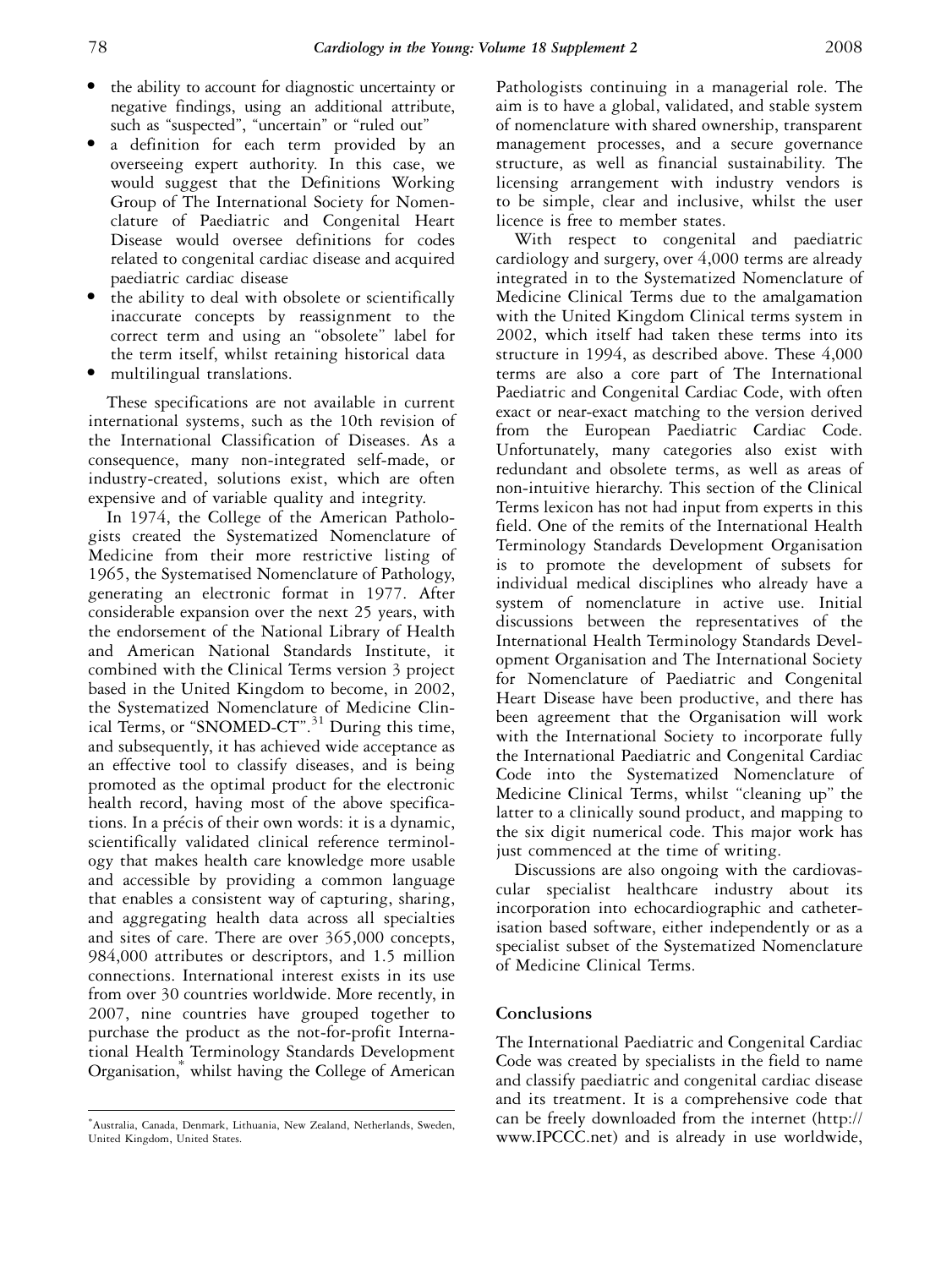- the ability to account for diagnostic uncertainty or negative findings, using an additional attribute, such as "suspected", "uncertain" or "ruled out"
- a definition for each term provided by an overseeing expert authority. In this case, we would suggest that the Definitions Working Group of The International Society for Nomenclature of Paediatric and Congenital Heart Disease would oversee definitions for codes related to congenital cardiac disease and acquired paediatric cardiac disease
- the ability to deal with obsolete or scientifically inaccurate concepts by reassignment to the correct term and using an "obsolete" label for the term itself, whilst retaining historical data
- multilingual translations.

These specifications are not available in current international systems, such as the 10th revision of the International Classification of Diseases. As a consequence, many non-integrated self-made, or industry-created, solutions exist, which are often expensive and of variable quality and integrity.

In 1974, the College of the American Pathologists created the Systematized Nomenclature of Medicine from their more restrictive listing of 1965, the Systematised Nomenclature of Pathology, generating an electronic format in 1977. After considerable expansion over the next 25 years, with the endorsement of the National Library of Health and American National Standards Institute, it combined with the Clinical Terms version 3 project based in the United Kingdom to become, in 2002, the Systematized Nomenclature of Medicine Clinical Terms, or "SNOMED-CT".[31] During this time, and subsequently, it has achieved wide acceptance as an effective tool to classify diseases, and is being promoted as the optimal product for the electronic health record, having most of the above specifications. In a précis of their own words: it is a dynamic, scientifically validated clinical reference terminology that makes health care knowledge more usable and accessible by providing a common language that enables a consistent way of capturing, sharing, and aggregating health data across all specialties and sites of care. There are over 365,000 concepts, 984,000 attributes or descriptors, and 1.5 million connections. International interest exists in its use from over 30 countries worldwide. More recently, in 2007, nine countries have grouped together to purchase the product as the not-for-profit International Health Terminology Standards Development Organisation,[*] whilst having the College of American Pathologists continuing in a managerial role. The aim is to have a global, validated, and stable system of nomenclature with shared ownership, transparent management processes, and a secure governance structure, as well as financial sustainability. The licensing arrangement with industry vendors is to be simple, clear and inclusive, whilst the user licence is free to member states.

With respect to congenital and paediatric cardiology and surgery, over 4,000 terms are already integrated in to the Systematized Nomenclature of Medicine Clinical Terms due to the amalgamation with the United Kingdom Clinical terms system in 2002, which itself had taken these terms into its structure in 1994, as described above. These 4,000 terms are also a core part of The International Paediatric and Congenital Cardiac Code, with often exact or near-exact matching to the version derived from the European Paediatric Cardiac Code. Unfortunately, many categories also exist with redundant and obsolete terms, as well as areas of non-intuitive hierarchy. This section of the Clinical Terms lexicon has not had input from experts in this field. One of the remits of the International Health Terminology Standards Development Organisation is to promote the development of subsets for individual medical disciplines who already have a system of nomenclature in active use. Initial discussions between the representatives of the International Health Terminology Standards Development Organisation and The International Society for Nomenclature of Paediatric and Congenital Heart Disease have been productive, and there has been agreement that the Organisation will work with the International Society to incorporate fully the International Paediatric and Congenital Cardiac Code into the Systematized Nomenclature of Medicine Clinical Terms, whilst "cleaning up" the latter to a clinically sound product, and mapping to the six digit numerical code. This major work has just commenced at the time of writing.

Discussions are also ongoing with the cardiovascular specialist healthcare industry about its incorporation into echocardiographic and catheterisation based software, either independently or as a specialist subset of the Systematized Nomenclature of Medicine Clinical Terms.

## Conclusions

The International Paediatric and Congenital Cardiac Code was created by specialists in the field to name and classify paediatric and congenital cardiac disease and its treatment. It is a comprehensive code that can be freely downloaded from the internet (http://www.IPCCC.net) and is already in use worldwide,

---

[*] Australia, Canada, Denmark, Lithuania, New Zealand, Netherlands, Sweden, United Kingdom, United States.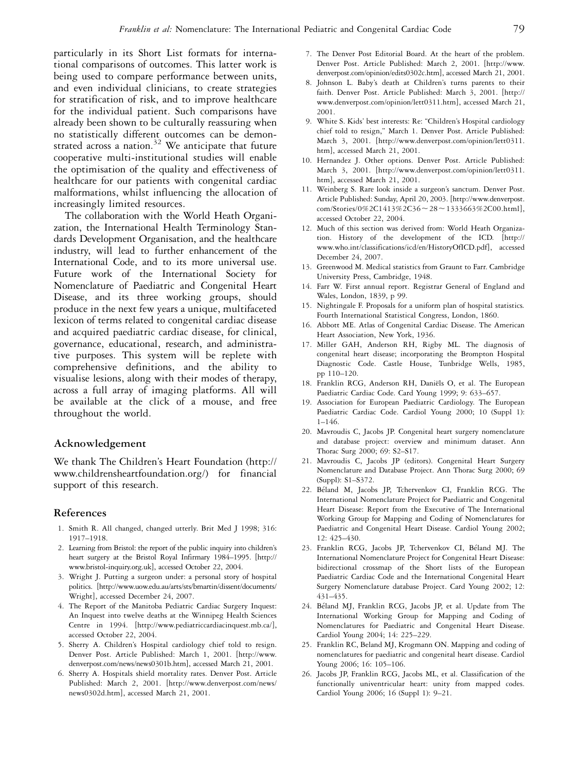particularly in its Short List formats for international comparisons of outcomes. This latter work is being used to compare performance between units, and even individual clinicians, to create strategies for stratification of risk, and to improve healthcare for the individual patient. Such comparisons have already been shown to be culturally reassuring when no statistically different outcomes can be demonstrated across a nation.[32] We anticipate that future cooperative multi-institutional studies will enable the optimisation of the quality and effectiveness of healthcare for our patients with congenital cardiac malformations, whilst influencing the allocation of increasingly limited resources.

The collaboration with the World Heath Organization, the International Health Terminology Standards Development Organisation, and the healthcare industry, will lead to further enhancement of the International Code, and to its more universal use. Future work of the International Society for Nomenclature of Paediatric and Congenital Heart Disease, and its three working groups, should produce in the next few years a unique, multifaceted lexicon of terms related to congenital cardiac disease and acquired paediatric cardiac disease, for clinical, governance, educational, research, and administrative purposes. This system will be replete with comprehensive definitions, and the ability to visualise lesions, along with their modes of therapy, across a full array of imaging platforms. All will be available at the click of a mouse, and free throughout the world.

## Acknowledgement

We thank The Children's Heart Foundation (http://www.childrensheartfoundation.org/) for financial support of this research.

## References

1. Smith R. All changed, changed utterly. Brit Med J 1998; 316: 1917–1918.
2. Learning from Bristol: the report of the public inquiry into children's heart surgery at the Bristol Royal Infirmary 1984–1995. [http://www.bristol-inquiry.org.uk], accessed October 22, 2004.
3. Wright J. Putting a surgeon under: a personal story of hospital politics. [http://www.uow.edu.au/arts/sts/bmartin/dissent/documents/Wright], accessed December 24, 2007.
4. The Report of the Manitoba Pediatric Cardiac Surgery Inquest: An Inquest into twelve deaths at the Winnipeg Health Sciences Centre in 1994. [http://www.pediatriccardiacinquest.mb.ca/], accessed October 22, 2004.
5. Sherry A. Children's Hospital cardiology chief told to resign. Denver Post. Article Published: March 1, 2001. [http://www.denverpost.com/news/news0301b.htm], accessed March 21, 2001.
6. Sherry A. Hospitals shield mortality rates. Denver Post. Article Published: March 2, 2001. [http://www.denverpost.com/news/news0302d.htm], accessed March 21, 2001.
7. The Denver Post Editorial Board. At the heart of the problem. Denver Post. Article Published: March 2, 2001. [http://www.denverpost.com/opinion/edits0302c.htm], accessed March 21, 2001.
8. Johnson L. Baby's death at Children's turns parents to their faith. Denver Post. Article Published: March 3, 2001. [http://www.denverpost.com/opinion/lett0311.htm], accessed March 21, 2001.
9. White S. Kids' best interests: Re: "Children's Hospital cardiology chief told to resign," March 1. Denver Post. Article Published: March 3, 2001. [http://www.denverpost.com/opinion/lett0311.htm], accessed March 21, 2001.
10. Hernandez J. Other options. Denver Post. Article Published: March 3, 2001. [http://www.denverpost.com/opinion/lett0311.htm], accessed March 21, 2001.
11. Weinberg S. Rare look inside a surgeon's sanctum. Denver Post. Article Published: Sunday, April 20, 2003. [http://www.denverpost.com/Stories/0%2C1413%2C36~28~1333663%2C00.html], accessed October 22, 2004.
12. Much of this section was derived from: World Heath Organization. History of the development of the ICD. [http://www.who.int/classifications/icd/en/HistoryOfICD.pdf], accessed December 24, 2007.
13. Greenwood M. Medical statistics from Graunt to Farr. Cambridge University Press, Cambridge, 1948.
14. Farr W. First annual report. Registrar General of England and Wales, London, 1839, p 99.
15. Nightingale F. Proposals for a uniform plan of hospital statistics. Fourth International Statistical Congress, London, 1860.
16. Abbott ME. Atlas of Congenital Cardiac Disease. The American Heart Association, New York, 1936.
17. Miller GAH, Anderson RH, Rigby ML. The diagnosis of congenital heart disease; incorporating the Brompton Hospital Diagnostic Code. Castle House, Tunbridge Wells, 1985, pp 110–120.
18. Franklin RCG, Anderson RH, Daniëls O, et al. The European Paediatric Cardiac Code. Card Young 1999; 9: 633–657.
19. Association for European Paediatric Cardiology. The European Paediatric Cardiac Code. Cardiol Young 2000; 10 (Suppl 1): 1–146.
20. Mavroudis C, Jacobs JP. Congenital heart surgery nomenclature and database project: overview and minimum dataset. Ann Thorac Surg 2000; 69: S2–S17.
21. Mavroudis C, Jacobs JP (editors). Congenital Heart Surgery Nomenclature and Database Project. Ann Thorac Surg 2000; 69 (Suppl): S1–S372.
22. Béland M, Jacobs JP, Tchervenkov CI, Franklin RCG. The International Nomenclature Project for Paediatric and Congenital Heart Disease: Report from the Executive of The International Working Group for Mapping and Coding of Nomenclatures for Paediatric and Congenital Heart Disease. Cardiol Young 2002; 12: 425–430.
23. Franklin RCG, Jacobs JP, Tchervenkov CI, Béland MJ. The International Nomenclature Project for Congenital Heart Disease: bidirectional crossmap of the Short lists of the European Paediatric Cardiac Code and the International Congenital Heart Surgery Nomenclature database Project. Card Young 2002; 12: 431–435.
24. Béland MJ, Franklin RCG, Jacobs JP, et al. Update from The International Working Group for Mapping and Coding of Nomenclatures for Paediatric and Congenital Heart Disease. Cardiol Young 2004; 14: 225–229.
25. Franklin RC, Beland MJ, Krogmann ON. Mapping and coding of nomenclatures for paediatric and congenital heart disease. Cardiol Young 2006; 16: 105–106.
26. Jacobs JP, Franklin RCG, Jacobs ML, et al. Classification of the functionally univentricular heart: unity from mapped codes. Cardiol Young 2006; 16 (Suppl 1): 9–21.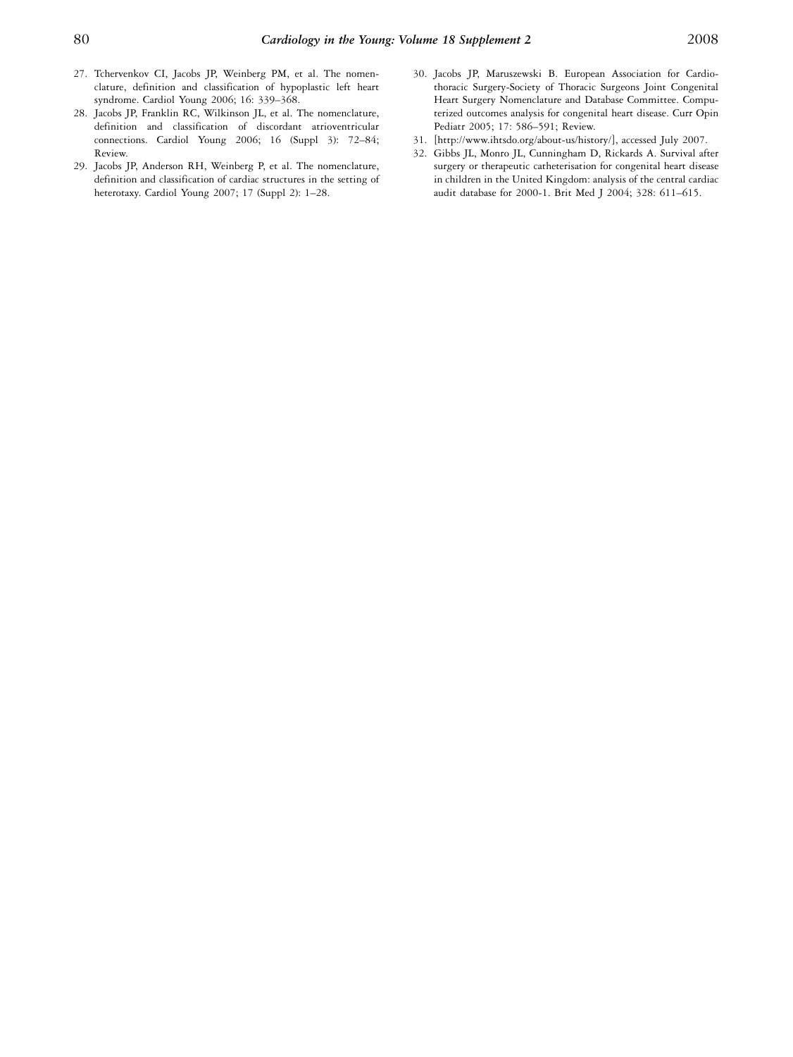27. Tchervenkov CI, Jacobs JP, Weinberg PM, et al. The nomenclature, definition and classification of hypoplastic left heart syndrome. Cardiol Young 2006; 16: 339–368.
28. Jacobs JP, Franklin RC, Wilkinson JL, et al. The nomenclature, definition and classification of discordant atrioventricular connections. Cardiol Young 2006; 16 (Suppl 3): 72–84; Review.
29. Jacobs JP, Anderson RH, Weinberg P, et al. The nomenclature, definition and classification of cardiac structures in the setting of heterotaxy. Cardiol Young 2007; 17 (Suppl 2): 1–28.
30. Jacobs JP, Maruszewski B. European Association for Cardio-thoracic Surgery-Society of Thoracic Surgeons Joint Congenital Heart Surgery Nomenclature and Database Committee. Computerized outcomes analysis for congenital heart disease. Curr Opin Pediatr 2005; 17: 586–591; Review.
31. [http://www.ihtsdo.org/about-us/history/], accessed July 2007.
32. Gibbs JL, Monro JL, Cunningham D, Rickards A. Survival after surgery or therapeutic catheterisation for congenital heart disease in children in the United Kingdom: analysis of the central cardiac audit database for 2000-1. Brit Med J 2004; 328: 611–615.